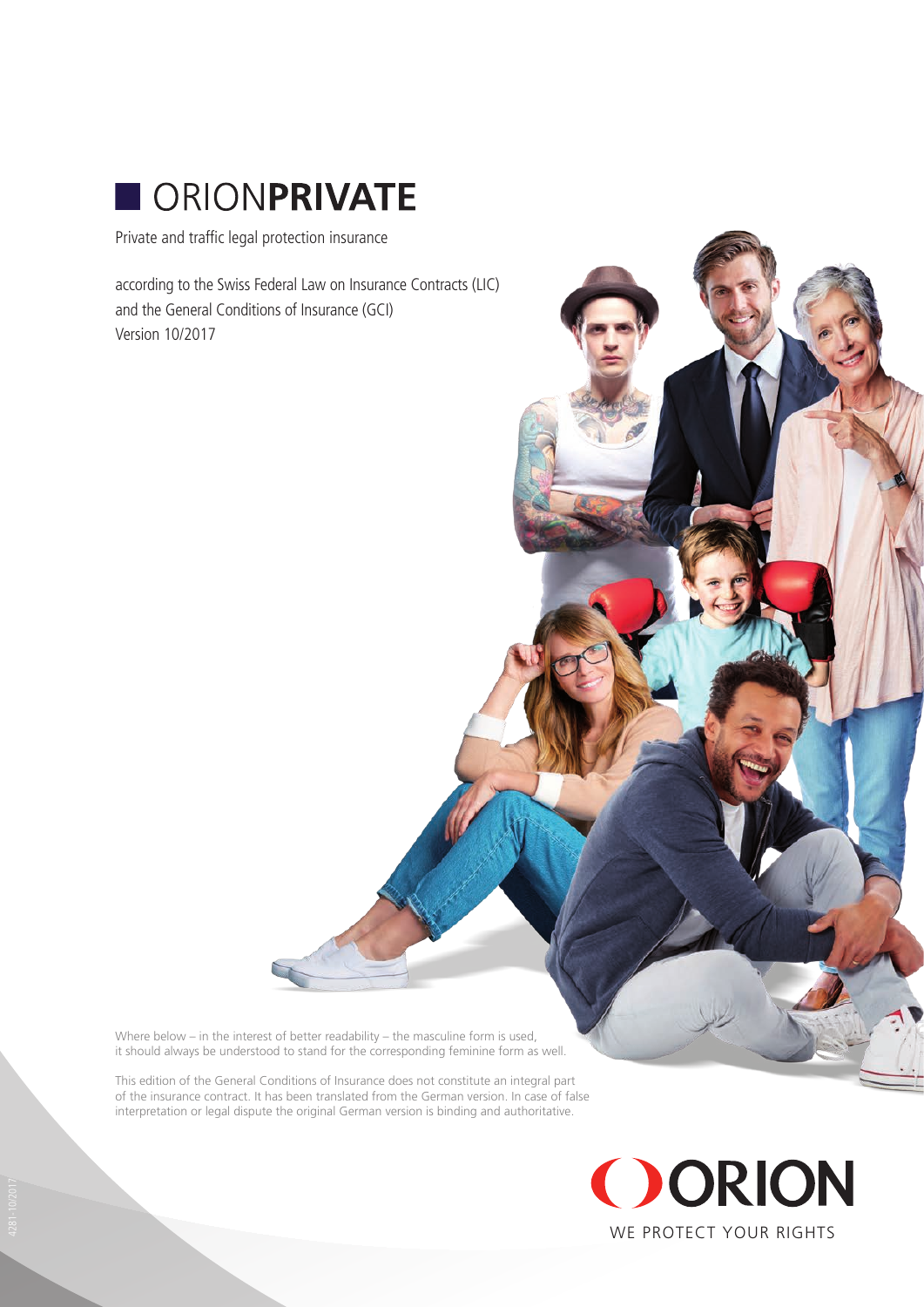# ORIONPRIVATE

Private and traffic legal protection insurance

according to the Swiss Federal Law on Insurance Contracts (LIC)
and the General Conditions of Insurance (GCI)
Version 10/2017

Where below – in the interest of better readability – the masculine form is used, it should always be understood to stand for the corresponding feminine form as well.

This edition of the General Conditions of Insurance does not constitute an integral part of the insurance contract. It has been translated from the German version. In case of false interpretation or legal dispute the original German version is binding and authoritative.

ORION

WE PROTECT YOUR RIGHTS

4281-10/2017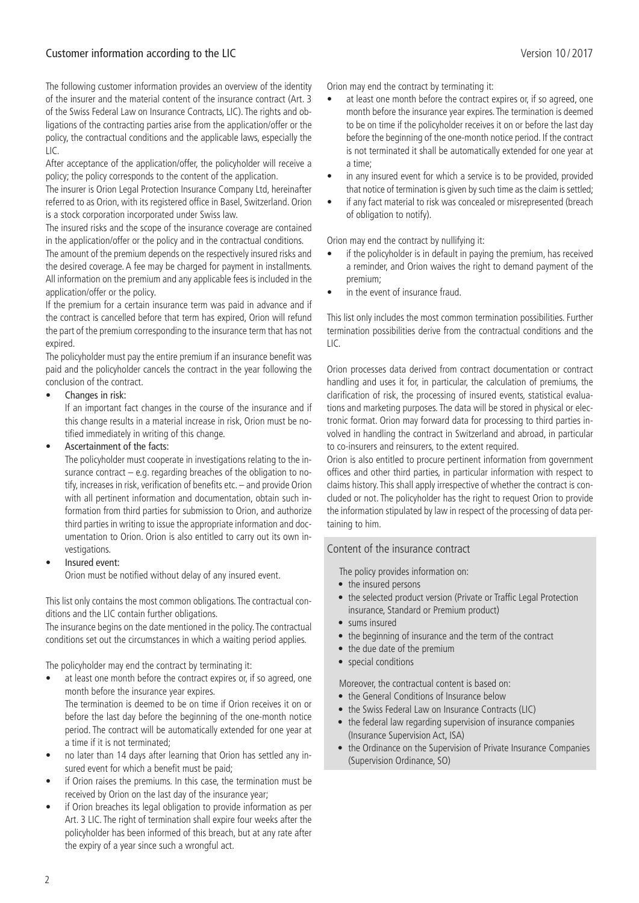The following customer information provides an overview of the identity of the insurer and the material content of the insurance contract (Art. 3 of the Swiss Federal Law on Insurance Contracts, LIC). The rights and obligations of the contracting parties arise from the application/offer or the policy, the contractual conditions and the applicable laws, especially the LIC.

After acceptance of the application/offer, the policyholder will receive a policy; the policy corresponds to the content of the application.

The insurer is Orion Legal Protection Insurance Company Ltd, hereinafter referred to as Orion, with its registered office in Basel, Switzerland. Orion is a stock corporation incorporated under Swiss law.

The insured risks and the scope of the insurance coverage are contained in the application/offer or the policy and in the contractual conditions.

The amount of the premium depends on the respectively insured risks and the desired coverage. A fee may be charged for payment in installments. All information on the premium and any applicable fees is included in the application/offer or the policy.

If the premium for a certain insurance term was paid in advance and if the contract is cancelled before that term has expired, Orion will refund the part of the premium corresponding to the insurance term that has not expired.

The policyholder must pay the entire premium if an insurance benefit was paid and the policyholder cancels the contract in the year following the conclusion of the contract.

- Changes in risk:
  If an important fact changes in the course of the insurance and if this change results in a material increase in risk, Orion must be notified immediately in writing of this change.
- Ascertainment of the facts:
  The policyholder must cooperate in investigations relating to the insurance contract – e.g. regarding breaches of the obligation to notify, increases in risk, verification of benefits etc. – and provide Orion with all pertinent information and documentation, obtain such information from third parties for submission to Orion, and authorize third parties in writing to issue the appropriate information and documentation to Orion. Orion is also entitled to carry out its own investigations.
- Insured event:
  Orion must be notified without delay of any insured event.

This list only contains the most common obligations. The contractual conditions and the LIC contain further obligations.

The insurance begins on the date mentioned in the policy. The contractual conditions set out the circumstances in which a waiting period applies.

The policyholder may end the contract by terminating it:

- at least one month before the contract expires or, if so agreed, one month before the insurance year expires.
  The termination is deemed to be on time if Orion receives it on or before the last day before the beginning of the one-month notice period. The contract will be automatically extended for one year at a time if it is not terminated;
- no later than 14 days after learning that Orion has settled any insured event for which a benefit must be paid;
- if Orion raises the premiums. In this case, the termination must be received by Orion on the last day of the insurance year;
- if Orion breaches its legal obligation to provide information as per Art. 3 LIC. The right of termination shall expire four weeks after the policyholder has been informed of this breach, but at any rate after the expiry of a year since such a wrongful act.

Orion may end the contract by terminating it:

- at least one month before the contract expires or, if so agreed, one month before the insurance year expires. The termination is deemed to be on time if the policyholder receives it on or before the last day before the beginning of the one-month notice period. If the contract is not terminated it shall be automatically extended for one year at a time;
- in any insured event for which a service is to be provided, provided that notice of termination is given by such time as the claim is settled;
- if any fact material to risk was concealed or misrepresented (breach of obligation to notify).

Orion may end the contract by nullifying it:

- if the policyholder is in default in paying the premium, has received a reminder, and Orion waives the right to demand payment of the premium;
- in the event of insurance fraud.

This list only includes the most common termination possibilities. Further termination possibilities derive from the contractual conditions and the LIC.

Orion processes data derived from contract documentation or contract handling and uses it for, in particular, the calculation of premiums, the clarification of risk, the processing of insured events, statistical evaluations and marketing purposes. The data will be stored in physical or electronic format. Orion may forward data for processing to third parties involved in handling the contract in Switzerland and abroad, in particular to co-insurers and reinsurers, to the extent required.

Orion is also entitled to procure pertinent information from government offices and other third parties, in particular information with respect to claims history. This shall apply irrespective of whether the contract is concluded or not. The policyholder has the right to request Orion to provide the information stipulated by law in respect of the processing of data pertaining to him.

## Content of the insurance contract

The policy provides information on:

- the insured persons
- the selected product version (Private or Traffic Legal Protection insurance, Standard or Premium product)
- sums insured
- the beginning of insurance and the term of the contract
- the due date of the premium
- special conditions

Moreover, the contractual content is based on:

- the General Conditions of Insurance below
- the Swiss Federal Law on Insurance Contracts (LIC)
- the federal law regarding supervision of insurance companies (Insurance Supervision Act, ISA)
- the Ordinance on the Supervision of Private Insurance Companies (Supervision Ordinance, SO)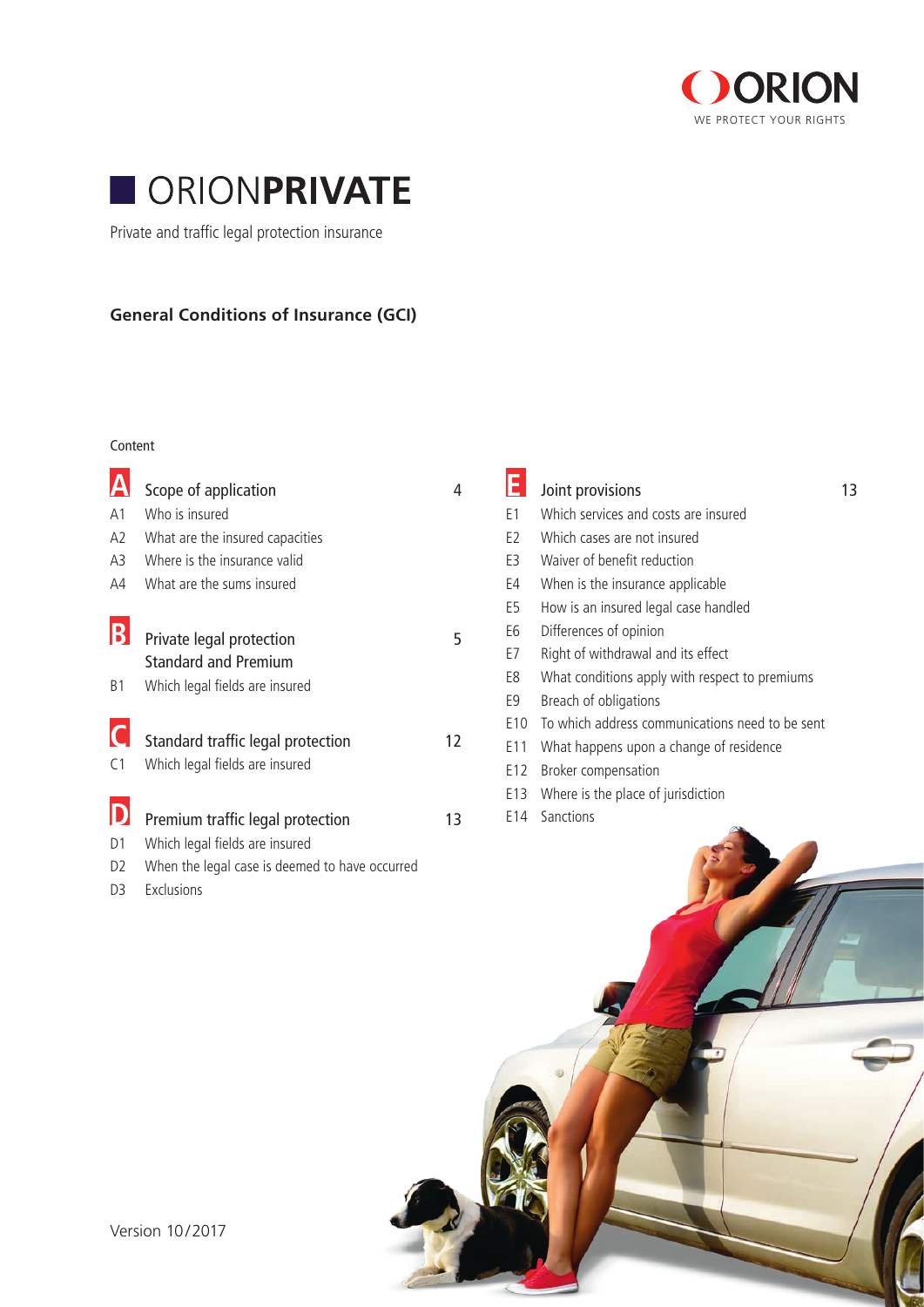ORION

WE PROTECT YOUR RIGHTS

# ORION**PRIVATE**

Private and traffic legal protection insurance

**General Conditions of Insurance (GCI)**

Content

| | | |
|---|---|---|
| **A** | Scope of application | 4 |
| A1 | Who is insured | |
| A2 | What are the insured capacities | |
| A3 | Where is the insurance valid | |
| A4 | What are the sums insured | |
| **B** | Private legal protection Standard and Premium | 5 |
| B1 | Which legal fields are insured | |
| **C** | Standard traffic legal protection | 12 |
| C1 | Which legal fields are insured | |
| **D** | Premium traffic legal protection | 13 |
| D1 | Which legal fields are insured | |
| D2 | When the legal case is deemed to have occurred | |
| D3 | Exclusions | |
| **E** | Joint provisions | 13 |
| E1 | Which services and costs are insured | |
| E2 | Which cases are not insured | |
| E3 | Waiver of benefit reduction | |
| E4 | When is the insurance applicable | |
| E5 | How is an insured legal case handled | |
| E6 | Differences of opinion | |
| E7 | Right of withdrawal and its effect | |
| E8 | What conditions apply with respect to premiums | |
| E9 | Breach of obligations | |
| E10 | To which address communications need to be sent | |
| E11 | What happens upon a change of residence | |
| E12 | Broker compensation | |
| E13 | Where is the place of jurisdiction | |
| E14 | Sanctions | |

Version 10/2017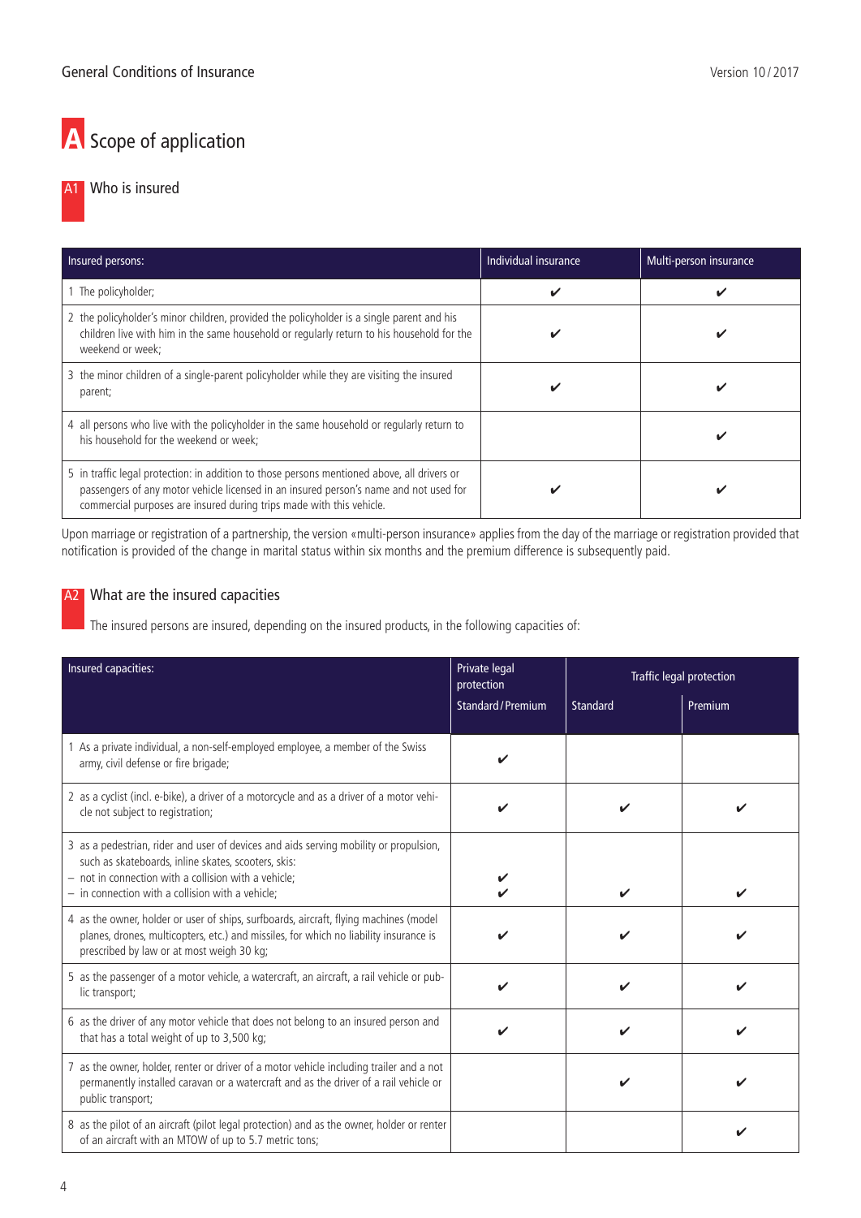# A Scope of application

## A1 Who is insured

| Insured persons: | Individual insurance | Multi-person insurance |
|---|---|---|
| 1 The policyholder; | ✔ | ✔ |
| 2 the policyholder's minor children, provided the policyholder is a single parent and his children live with him in the same household or regularly return to his household for the weekend or week; | ✔ | ✔ |
| 3 the minor children of a single-parent policyholder while they are visiting the insured parent; | ✔ | ✔ |
| 4 all persons who live with the policyholder in the same household or regularly return to his household for the weekend or week; | | ✔ |
| 5 in traffic legal protection: in addition to those persons mentioned above, all drivers or passengers of any motor vehicle licensed in an insured person's name and not used for commercial purposes are insured during trips made with this vehicle. | ✔ | ✔ |

Upon marriage or registration of a partnership, the version «multi-person insurance» applies from the day of the marriage or registration provided that notification is provided of the change in marital status within six months and the premium difference is subsequently paid.

## A2 What are the insured capacities

The insured persons are insured, depending on the insured products, in the following capacities of:

| Insured capacities: | Private legal protection | Traffic legal protection | |
|---|---|---|---|
| | Standard / Premium | Standard | Premium |
| 1 As a private individual, a non-self-employed employee, a member of the Swiss army, civil defense or fire brigade; | ✔ | | |
| 2 as a cyclist (incl. e-bike), a driver of a motorcycle and as a driver of a motor vehicle not subject to registration; | ✔ | ✔ | ✔ |
| 3 as a pedestrian, rider and user of devices and aids serving mobility or propulsion, such as skateboards, inline skates, scooters, skis:<br>– not in connection with a collision with a vehicle;<br>– in connection with a collision with a vehicle; | ✔<br>✔ | <br>✔ | <br>✔ |
| 4 as the owner, holder or user of ships, surfboards, aircraft, flying machines (model planes, drones, multicopters, etc.) and missiles, for which no liability insurance is prescribed by law or at most weigh 30 kg; | ✔ | ✔ | ✔ |
| 5 as the passenger of a motor vehicle, a watercraft, an aircraft, a rail vehicle or public transport; | ✔ | ✔ | ✔ |
| 6 as the driver of any motor vehicle that does not belong to an insured person and that has a total weight of up to 3,500 kg; | ✔ | ✔ | ✔ |
| 7 as the owner, holder, renter or driver of a motor vehicle including trailer and a not permanently installed caravan or a watercraft and as the driver of a rail vehicle or public transport; | | ✔ | ✔ |
| 8 as the pilot of an aircraft (pilot legal protection) and as the owner, holder or renter of an aircraft with an MTOW of up to 5.7 metric tons; | | | ✔ |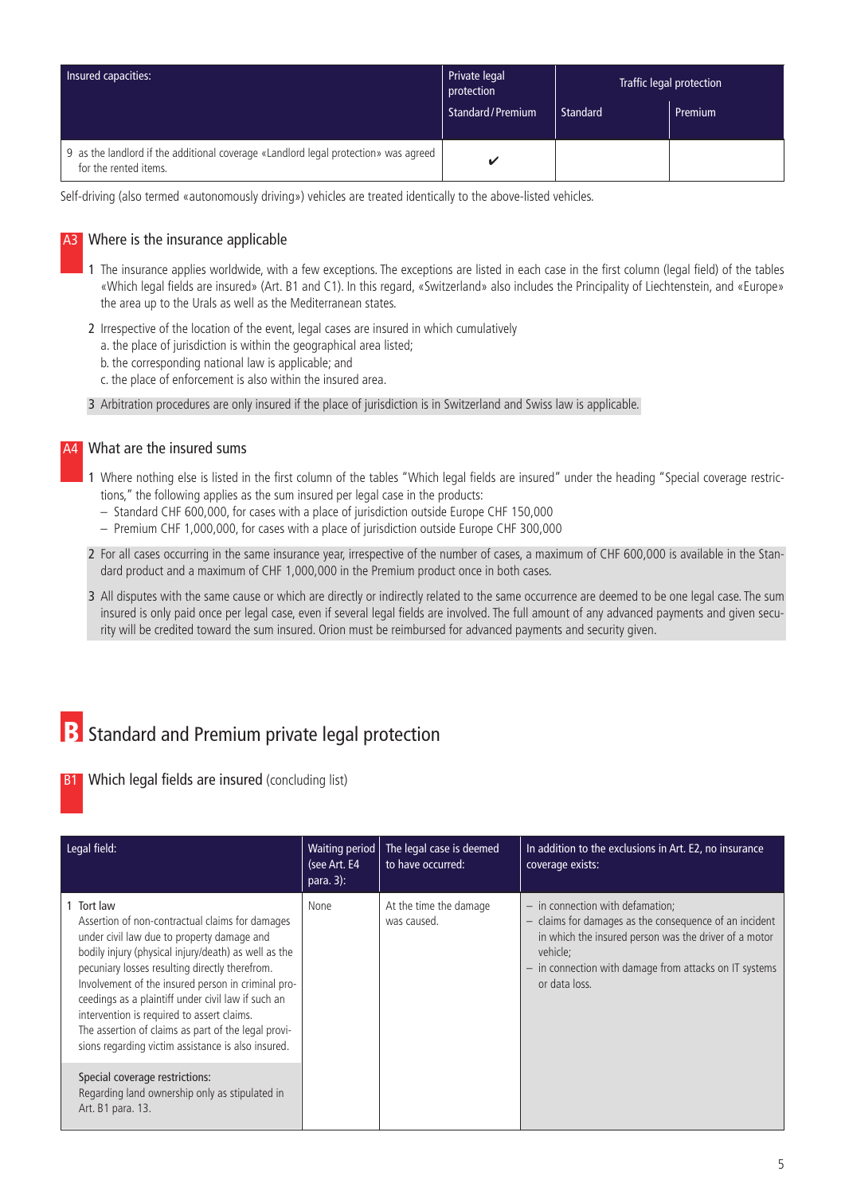| Insured capacities: | Private legal protection | Traffic legal protection | |
|---|---|---|---|
| | Standard / Premium | Standard | Premium |
| 9 as the landlord if the additional coverage «Landlord legal protection» was agreed for the rented items. | ✔ | | |

Self-driving (also termed «autonomously driving») vehicles are treated identically to the above-listed vehicles.

## A3 Where is the insurance applicable

1 The insurance applies worldwide, with a few exceptions. The exceptions are listed in each case in the first column (legal field) of the tables «Which legal fields are insured» (Art. B1 and C1). In this regard, «Switzerland» also includes the Principality of Liechtenstein, and «Europe» the area up to the Urals as well as the Mediterranean states.

2 Irrespective of the location of the event, legal cases are insured in which cumulatively
a. the place of jurisdiction is within the geographical area listed;
b. the corresponding national law is applicable; and
c. the place of enforcement is also within the insured area.

3 Arbitration procedures are only insured if the place of jurisdiction is in Switzerland and Swiss law is applicable.

## A4 What are the insured sums

1 Where nothing else is listed in the first column of the tables "Which legal fields are insured" under the heading "Special coverage restrictions," the following applies as the sum insured per legal case in the products:
- Standard CHF 600,000, for cases with a place of jurisdiction outside Europe CHF 150,000
- Premium CHF 1,000,000, for cases with a place of jurisdiction outside Europe CHF 300,000

2 For all cases occurring in the same insurance year, irrespective of the number of cases, a maximum of CHF 600,000 is available in the Standard product and a maximum of CHF 1,000,000 in the Premium product once in both cases.

3 All disputes with the same cause or which are directly or indirectly related to the same occurrence are deemed to be one legal case. The sum insured is only paid once per legal case, even if several legal fields are involved. The full amount of any advanced payments and given security will be credited toward the sum insured. Orion must be reimbursed for advanced payments and security given.

# B Standard and Premium private legal protection

## B1 Which legal fields are insured (concluding list)

| Legal field: | Waiting period (see Art. E4 para. 3): | The legal case is deemed to have occurred: | In addition to the exclusions in Art. E2, no insurance coverage exists: |
|---|---|---|---|
| 1 Tort law<br>Assertion of non-contractual claims for damages under civil law due to property damage and bodily injury (physical injury/death) as well as the pecuniary losses resulting directly therefrom. Involvement of the insured person in criminal proceedings as a plaintiff under civil law if such an intervention is required to assert claims. The assertion of claims as part of the legal provisions regarding victim assistance is also insured.<br><br>Special coverage restrictions:<br>Regarding land ownership only as stipulated in Art. B1 para. 13. | None | At the time the damage was caused. | – in connection with defamation;<br>– claims for damages as the consequence of an incident in which the insured person was the driver of a motor vehicle;<br>– in connection with damage from attacks on IT systems or data loss. |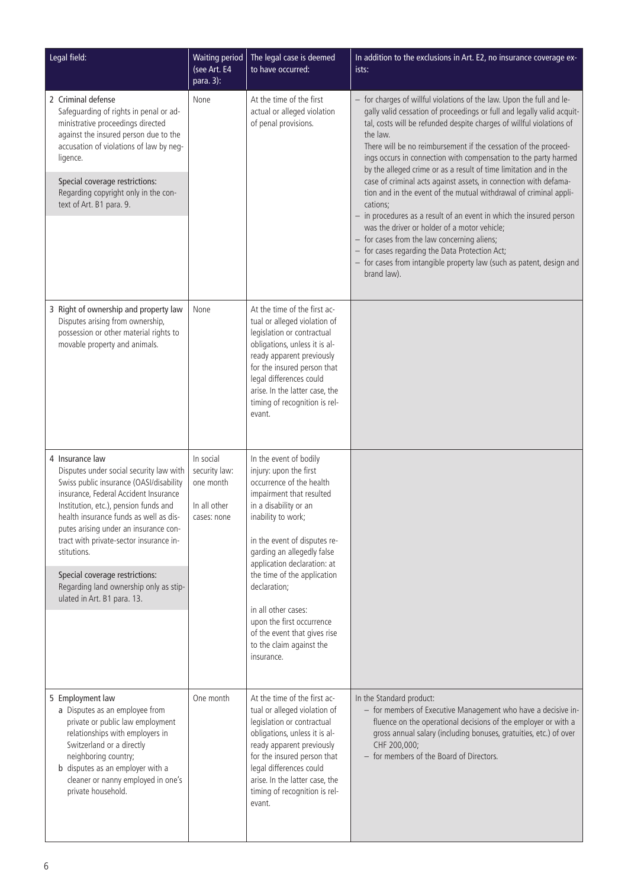| Legal field: | Waiting period (see Art. E4 para. 3): | The legal case is deemed to have occurred: | In addition to the exclusions in Art. E2, no insurance coverage exists: |
|---|---|---|---|
| 2 Criminal defense<br>Safeguarding of rights in penal or administrative proceedings directed against the insured person due to the accusation of violations of law by negligence.<br><br>Special coverage restrictions:<br>Regarding copyright only in the context of Art. B1 para. 9. | None | At the time of the first actual or alleged violation of penal provisions. | – for charges of willful violations of the law. Upon the full and legally valid cessation of proceedings or full and legally valid acquittal, costs will be refunded despite charges of willful violations of the law.<br>There will be no reimbursement if the cessation of the proceedings occurs in connection with compensation to the party harmed by the alleged crime or as a result of time limitation and in the case of criminal acts against assets, in connection with defamation and in the event of the mutual withdrawal of criminal applications;<br>– in procedures as a result of an event in which the insured person was the driver or holder of a motor vehicle;<br>– for cases from the law concerning aliens;<br>– for cases regarding the Data Protection Act;<br>– for cases from intangible property law (such as patent, design and brand law). |
| 3 Right of ownership and property law<br>Disputes arising from ownership, possession or other material rights to movable property and animals. | None | At the time of the first actual or alleged violation of legislation or contractual obligations, unless it is already apparent previously for the insured person that legal differences could arise. In the latter case, the timing of recognition is relevant. | |
| 4 Insurance law<br>Disputes under social security law with Swiss public insurance (OASI/disability insurance, Federal Accident Insurance Institution, etc.), pension funds and health insurance funds as well as disputes arising under an insurance contract with private-sector insurance institutions.<br><br>Special coverage restrictions:<br>Regarding land ownership only as stipulated in Art. B1 para. 13. | In social security law: one month<br><br>In all other cases: none | In the event of bodily injury: upon the first occurrence of the health impairment that resulted in a disability or an inability to work;<br><br>in the event of disputes regarding an allegedly false application declaration: at the time of the application declaration;<br><br>in all other cases: upon the first occurrence of the event that gives rise to the claim against the insurance. | |
| 5 Employment law<br>a Disputes as an employee from private or public law employment relationships with employers in Switzerland or a directly neighboring country;<br>b disputes as an employer with a cleaner or nanny employed in one's private household. | One month | At the time of the first actual or alleged violation of legislation or contractual obligations, unless it is already apparent previously for the insured person that legal differences could arise. In the latter case, the timing of recognition is relevant. | In the Standard product:<br>– for members of Executive Management who have a decisive influence on the operational decisions of the employer or with a gross annual salary (including bonuses, gratuities, etc.) of over CHF 200,000;<br>– for members of the Board of Directors. |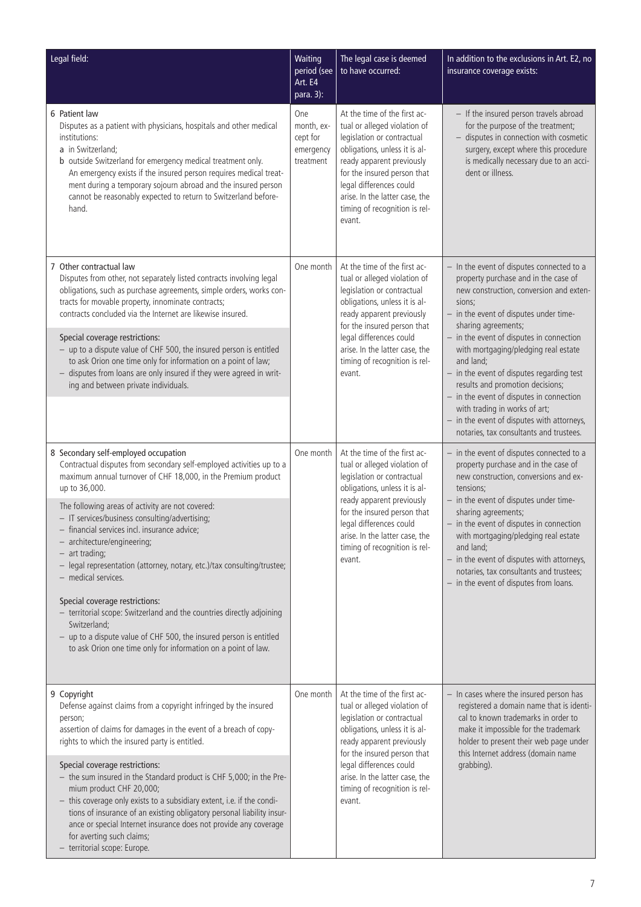| Legal field: | Waiting period (see Art. E4 para. 3): | The legal case is deemed to have occurred: | In addition to the exclusions in Art. E2, no insurance coverage exists: |
|---|---|---|---|
| **6 Patient law**<br>Disputes as a patient with physicians, hospitals and other medical institutions:<br>**a** in Switzerland;<br>**b** outside Switzerland for emergency medical treatment only. An emergency exists if the insured person requires medical treatment during a temporary sojourn abroad and the insured person cannot be reasonably expected to return to Switzerland beforehand. | One month, except for emergency treatment | At the time of the first actual or alleged violation of legislation or contractual obligations, unless it is already apparent previously for the insured person that legal differences could arise. In the latter case, the timing of recognition is relevant. | – If the insured person travels abroad for the purpose of the treatment;<br>– disputes in connection with cosmetic surgery, except where this procedure is medically necessary due to an accident or illness. |
| **7 Other contractual law**<br>Disputes from other, not separately listed contracts involving legal obligations, such as purchase agreements, simple orders, works contracts for movable property, innominate contracts;<br>contracts concluded via the Internet are likewise insured.<br><br>Special coverage restrictions:<br>– up to a dispute value of CHF 500, the insured person is entitled to ask Orion one time only for information on a point of law;<br>– disputes from loans are only insured if they were agreed in writing and between private individuals. | One month | At the time of the first actual or alleged violation of legislation or contractual obligations, unless it is already apparent previously for the insured person that legal differences could arise. In the latter case, the timing of recognition is relevant. | – In the event of disputes connected to a property purchase and in the case of new construction, conversion and extensions;<br>– in the event of disputes under time-sharing agreements;<br>– in the event of disputes in connection with mortgaging/pledging real estate and land;<br>– in the event of disputes regarding test results and promotion decisions;<br>– in the event of disputes in connection with trading in works of art;<br>– in the event of disputes with attorneys, notaries, tax consultants and trustees. |
| **8 Secondary self-employed occupation**<br>Contractual disputes from secondary self-employed activities up to a maximum annual turnover of CHF 18,000, in the Premium product up to 36,000.<br><br>The following areas of activity are not covered:<br>– IT services/business consulting/advertising;<br>– financial services incl. insurance advice;<br>– architecture/engineering;<br>– art trading;<br>– legal representation (attorney, notary, etc.)/tax consulting/trustee;<br>– medical services.<br><br>Special coverage restrictions:<br>– territorial scope: Switzerland and the countries directly adjoining Switzerland;<br>– up to a dispute value of CHF 500, the insured person is entitled to ask Orion one time only for information on a point of law. | One month | At the time of the first actual or alleged violation of legislation or contractual obligations, unless it is already apparent previously for the insured person that legal differences could arise. In the latter case, the timing of recognition is relevant. | – in the event of disputes connected to a property purchase and in the case of new construction, conversions and extensions;<br>– in the event of disputes under time-sharing agreements;<br>– in the event of disputes in connection with mortgaging/pledging real estate and land;<br>– in the event of disputes with attorneys, notaries, tax consultants and trustees;<br>– in the event of disputes from loans. |
| **9 Copyright**<br>Defense against claims from a copyright infringed by the insured person;<br>assertion of claims for damages in the event of a breach of copyrights to which the insured party is entitled.<br><br>Special coverage restrictions:<br>– the sum insured in the Standard product is CHF 5,000; in the Premium product CHF 20,000;<br>– this coverage only exists to a subsidiary extent, i.e. if the conditions of insurance of an existing obligatory personal liability insurance or special Internet insurance does not provide any coverage for averting such claims;<br>– territorial scope: Europe. | One month | At the time of the first actual or alleged violation of legislation or contractual obligations, unless it is already apparent previously for the insured person that legal differences could arise. In the latter case, the timing of recognition is relevant. | – In cases where the insured person has registered a domain name that is identical to known trademarks in order to make it impossible for the trademark holder to present their web page under this Internet address (domain name grabbing). |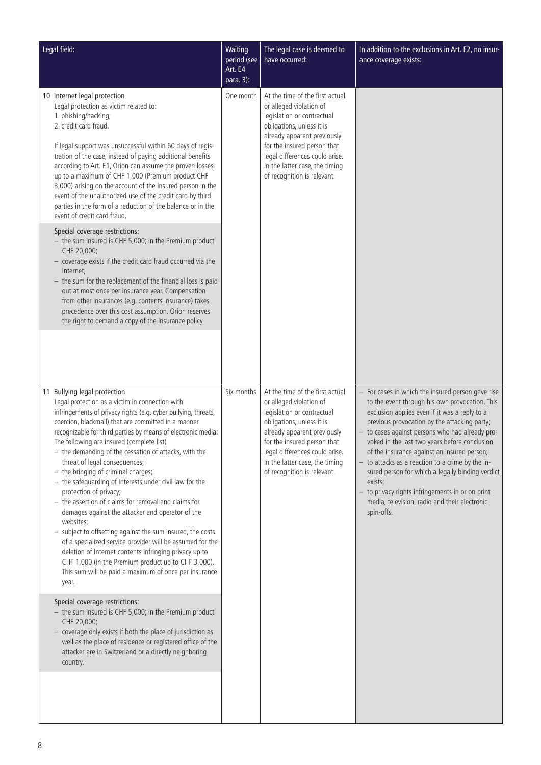| Legal field: | Waiting period (see Art. E4 para. 3): | The legal case is deemed to have occurred: | In addition to the exclusions in Art. E2, no insurance coverage exists: |
|---|---|---|---|
| **10 Internet legal protection**<br>Legal protection as victim related to:<br>1. phishing/hacking;<br>2. credit card fraud.<br><br>If legal support was unsuccessful within 60 days of registration of the case, instead of paying additional benefits according to Art. E1, Orion can assume the proven losses up to a maximum of CHF 1,000 (Premium product CHF 3,000) arising on the account of the insured person in the event of the unauthorized use of the credit card by third parties in the form of a reduction of the balance or in the event of credit card fraud.<br><br>Special coverage restrictions:<br>– the sum insured is CHF 5,000; in the Premium product CHF 20,000;<br>– coverage exists if the credit card fraud occurred via the Internet;<br>– the sum for the replacement of the financial loss is paid out at most once per insurance year. Compensation from other insurances (e.g. contents insurance) takes precedence over this cost assumption. Orion reserves the right to demand a copy of the insurance policy. | One month | At the time of the first actual or alleged violation of legislation or contractual obligations, unless it is already apparent previously for the insured person that legal differences could arise. In the latter case, the timing of recognition is relevant. | |
| **11 Bullying legal protection**<br>Legal protection as a victim in connection with infringements of privacy rights (e.g. cyber bullying, threats, coercion, blackmail) that are committed in a manner recognizable for third parties by means of electronic media: The following are insured (complete list)<br>– the demanding of the cessation of attacks, with the threat of legal consequences;<br>– the bringing of criminal charges;<br>– the safeguarding of interests under civil law for the protection of privacy;<br>– the assertion of claims for removal and claims for damages against the attacker and operator of the websites;<br>– subject to offsetting against the sum insured, the costs of a specialized service provider will be assumed for the deletion of Internet contents infringing privacy up to CHF 1,000 (in the Premium product up to CHF 3,000). This sum will be paid a maximum of once per insurance year.<br><br>Special coverage restrictions:<br>– the sum insured is CHF 5,000; in the Premium product CHF 20,000;<br>– coverage only exists if both the place of jurisdiction as well as the place of residence or registered office of the attacker are in Switzerland or a directly neighboring country. | Six months | At the time of the first actual or alleged violation of legislation or contractual obligations, unless it is already apparent previously for the insured person that legal differences could arise. In the latter case, the timing of recognition is relevant. | – For cases in which the insured person gave rise to the event through his own provocation. This exclusion applies even if it was a reply to a previous provocation by the attacking party;<br>– to cases against persons who had already provoked in the last two years before conclusion of the insurance against an insured person;<br>– to attacks as a reaction to a crime by the insured person for which a legally binding verdict exists;<br>– to privacy rights infringements in or on print media, television, radio and their electronic spin-offs. |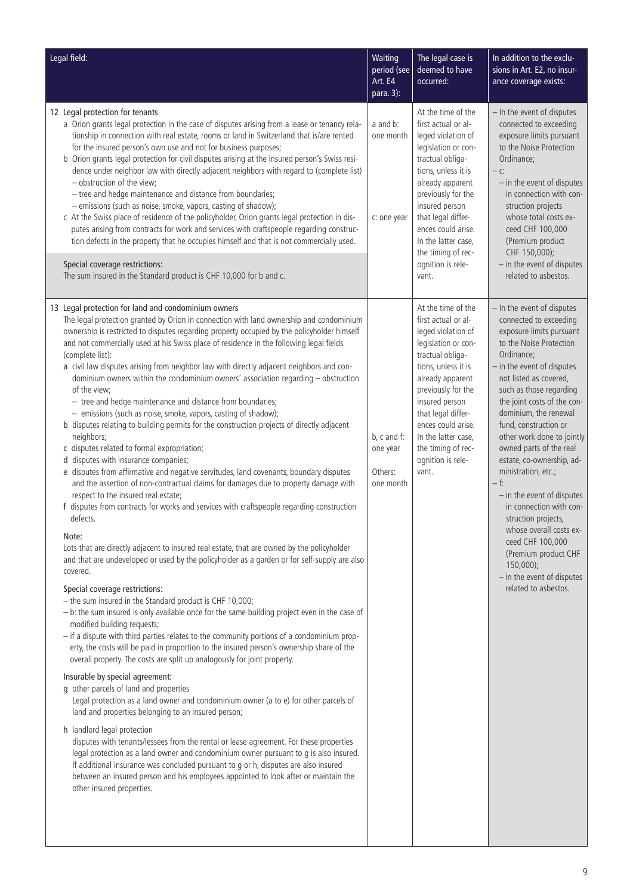| Legal field: | Waiting period (see Art. E4 para. 3): | The legal case is deemed to have occurred: | In addition to the exclusions in Art. E2, no insurance coverage exists: |
|---|---|---|---|
| **12 Legal protection for tenants**<br>a Orion grants legal protection in the case of disputes arising from a lease or tenancy relationship in connection with real estate, rooms or land in Switzerland that is/are rented for the insured person's own use and not for business purposes;<br>b Orion grants legal protection for civil disputes arising at the insured person's Swiss residence under neighbor law with directly adjacent neighbors with regard to (complete list)<br>– obstruction of the view;<br>– tree and hedge maintenance and distance from boundaries;<br>– emissions (such as noise, smoke, vapors, casting of shadow);<br>c At the Swiss place of residence of the policyholder, Orion grants legal protection in disputes arising from contracts for work and services with craftspeople regarding construction defects in the property that he occupies himself and that is not commercially used.<br><br>Special coverage restrictions:<br>The sum insured in the Standard product is CHF 10,000 for b and c. | a and b: one month<br><br>c: one year | At the time of the first actual or alleged violation of legislation or contractual obligations, unless it is already apparent previously for the insured person that legal differences could arise. In the latter case, the timing of recognition is relevant. | – In the event of disputes connected to exceeding exposure limits pursuant to the Noise Protection Ordinance;<br>– c:<br>– in the event of disputes in connection with construction projects whose total costs exceed CHF 100,000 (Premium product CHF 150,000);<br>– in the event of disputes related to asbestos. |
| **13 Legal protection for land and condominium owners**<br>The legal protection granted by Orion in connection with land ownership and condominium ownership is restricted to disputes regarding property occupied by the policyholder himself and not commercially used at his Swiss place of residence in the following legal fields (complete list):<br>a civil law disputes arising from neighbor law with directly adjacent neighbors and condominium owners within the condominium owners' association regarding – obstruction of the view;<br>– tree and hedge maintenance and distance from boundaries;<br>– emissions (such as noise, smoke, vapors, casting of shadow);<br>b disputes relating to building permits for the construction projects of directly adjacent neighbors;<br>c disputes related to formal expropriation;<br>d disputes with insurance companies;<br>e disputes from affirmative and negative servitudes, land covenants, boundary disputes and the assertion of non-contractual claims for damages due to property damage with respect to the insured real estate;<br>f disputes from contracts for works and services with craftspeople regarding construction defects.<br><br>Note:<br>Lots that are directly adjacent to insured real estate, that are owned by the policyholder and that are undeveloped or used by the policyholder as a garden or for self-supply are also covered.<br><br>Special coverage restrictions:<br>– the sum insured in the Standard product is CHF 10,000;<br>– b: the sum insured is only available once for the same building project even in the case of modified building requests;<br>– if a dispute with third parties relates to the community portions of a condominium property, the costs will be paid in proportion to the insured person's ownership share of the overall property. The costs are split up analogously for joint property.<br><br>Insurable by special agreement:<br>g other parcels of land and properties<br>Legal protection as a land owner and condominium owner (a to e) for other parcels of land and properties belonging to an insured person;<br><br>h landlord legal protection<br>disputes with tenants/lessees from the rental or lease agreement. For these properties legal protection as a land owner and condominium owner pursuant to g is also insured. If additional insurance was concluded pursuant to g or h, disputes are also insured between an insured person and his employees appointed to look after or maintain the other insured properties. | b, c and f: one year<br><br>Others: one month | At the time of the first actual or alleged violation of legislation or contractual obligations, unless it is already apparent previously for the insured person that legal differences could arise. In the latter case, the timing of recognition is relevant. | – In the event of disputes connected to exceeding exposure limits pursuant to the Noise Protection Ordinance;<br>– in the event of disputes not listed as covered, such as those regarding the joint costs of the condominium, the renewal fund, construction or other work done to jointly owned parts of the real estate, co-ownership, administration, etc.;<br>– f:<br>– in the event of disputes in connection with construction projects, whose overall costs exceed CHF 100,000 (Premium product CHF 150,000);<br>– in the event of disputes related to asbestos. |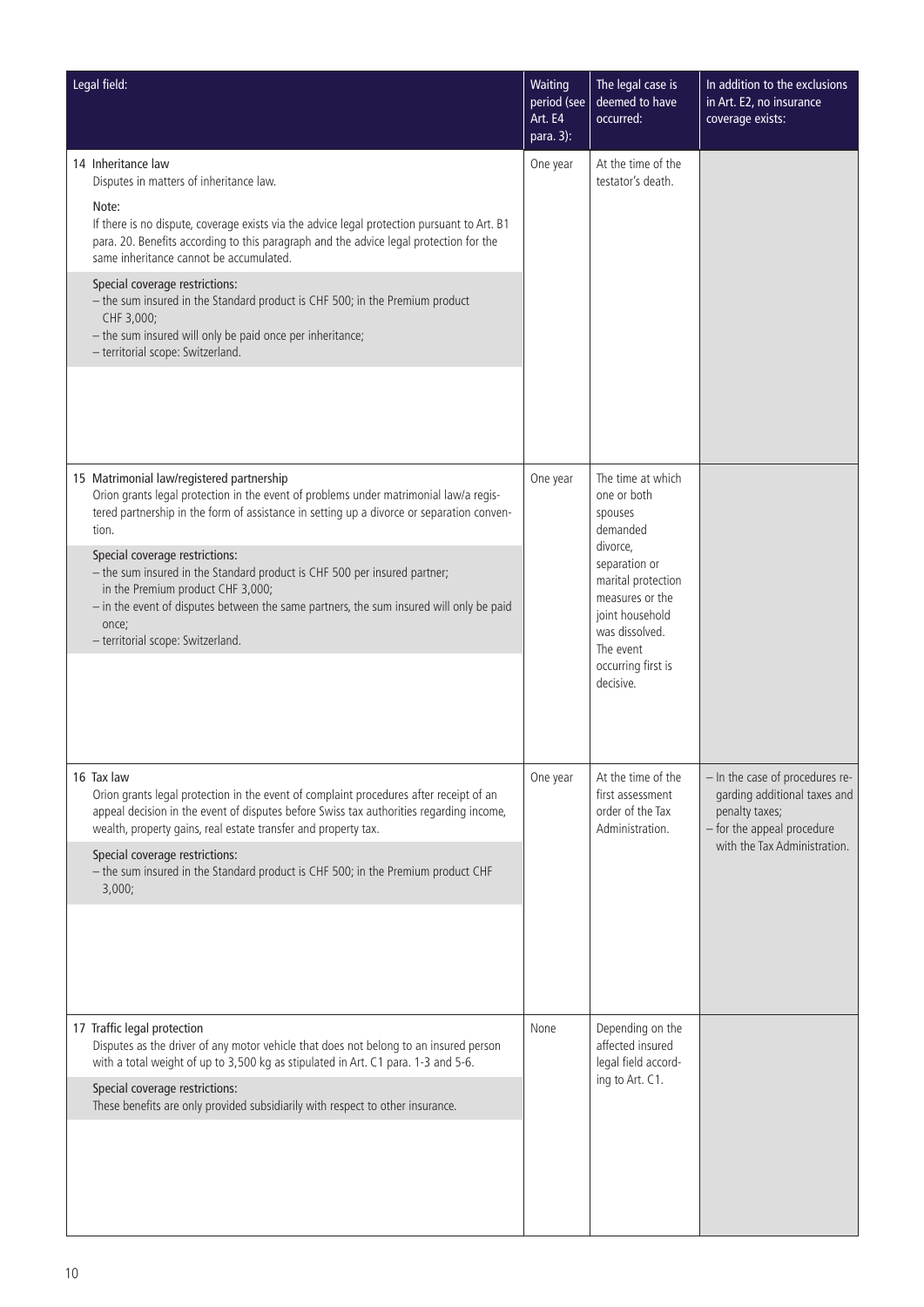| Legal field: | Waiting period (see Art. E4 para. 3): | The legal case is deemed to have occurred: | In addition to the exclusions in Art. E2, no insurance coverage exists: |
|---|---|---|---|
| 14 Inheritance law<br>Disputes in matters of inheritance law.<br><br>Note:<br>If there is no dispute, coverage exists via the advice legal protection pursuant to Art. B1 para. 20. Benefits according to this paragraph and the advice legal protection for the same inheritance cannot be accumulated.<br><br>Special coverage restrictions:<br>– the sum insured in the Standard product is CHF 500; in the Premium product CHF 3,000;<br>– the sum insured will only be paid once per inheritance;<br>– territorial scope: Switzerland. | One year | At the time of the testator's death. | |
| 15 Matrimonial law/registered partnership<br>Orion grants legal protection in the event of problems under matrimonial law/a registered partnership in the form of assistance in setting up a divorce or separation convention.<br><br>Special coverage restrictions:<br>– the sum insured in the Standard product is CHF 500 per insured partner; in the Premium product CHF 3,000;<br>– in the event of disputes between the same partners, the sum insured will only be paid once;<br>– territorial scope: Switzerland. | One year | The time at which one or both spouses demanded divorce, separation or marital protection measures or the joint household was dissolved. The event occurring first is decisive. | |
| 16 Tax law<br>Orion grants legal protection in the event of complaint procedures after receipt of an appeal decision in the event of disputes before Swiss tax authorities regarding income, wealth, property gains, real estate transfer and property tax.<br><br>Special coverage restrictions:<br>– the sum insured in the Standard product is CHF 500; in the Premium product CHF 3,000; | One year | At the time of the first assessment order of the Tax Administration. | – In the case of procedures regarding additional taxes and penalty taxes;<br>– for the appeal procedure with the Tax Administration. |
| 17 Traffic legal protection<br>Disputes as the driver of any motor vehicle that does not belong to an insured person with a total weight of up to 3,500 kg as stipulated in Art. C1 para. 1-3 and 5-6.<br><br>Special coverage restrictions:<br>These benefits are only provided subsidiarily with respect to other insurance. | None | Depending on the affected insured legal field according to Art. C1. | |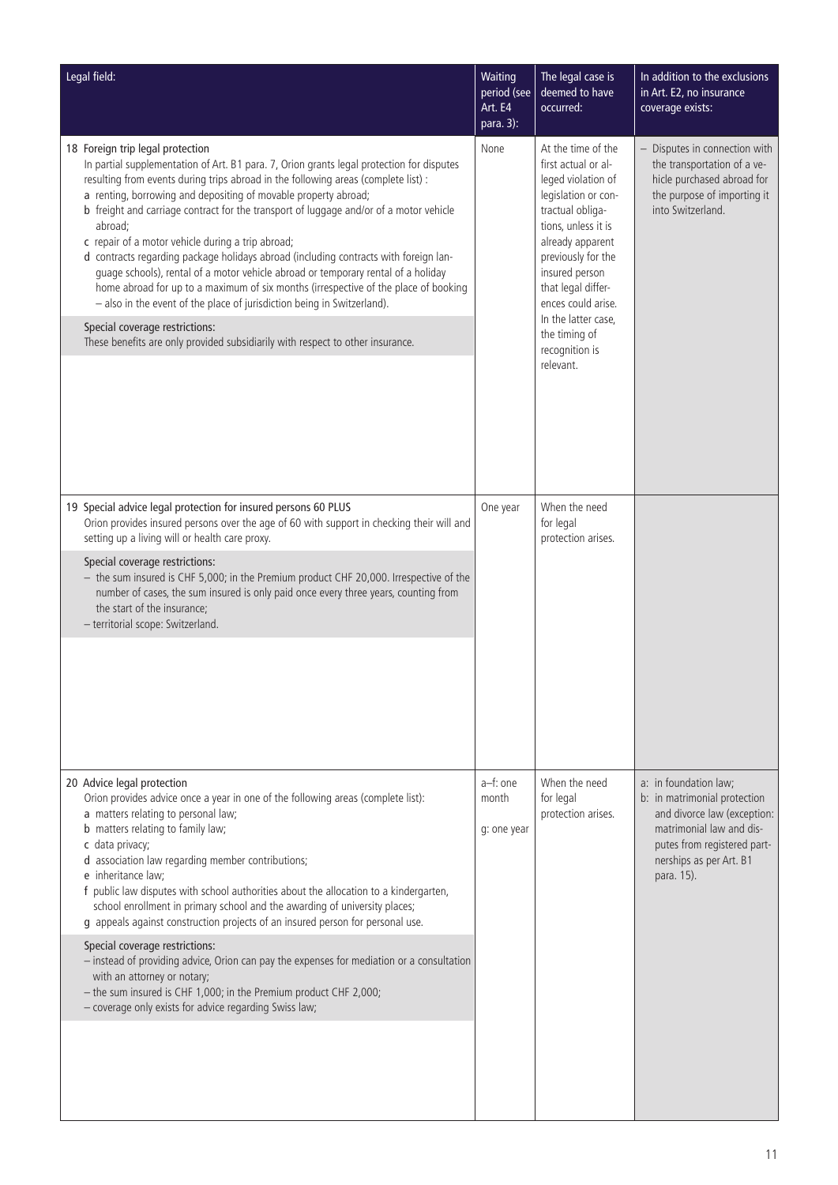| Legal field: | Waiting period (see Art. E4 para. 3): | The legal case is deemed to have occurred: | In addition to the exclusions in Art. E2, no insurance coverage exists: |
|---|---|---|---|
| **18 Foreign trip legal protection**<br>In partial supplementation of Art. B1 para. 7, Orion grants legal protection for disputes resulting from events during trips abroad in the following areas (complete list) :<br>a renting, borrowing and depositing of movable property abroad;<br>b freight and carriage contract for the transport of luggage and/or of a motor vehicle abroad;<br>c repair of a motor vehicle during a trip abroad;<br>d contracts regarding package holidays abroad (including contracts with foreign language schools), rental of a motor vehicle abroad or temporary rental of a holiday home abroad for up to a maximum of six months (irrespective of the place of booking – also in the event of the place of jurisdiction being in Switzerland).<br><br>Special coverage restrictions:<br>These benefits are only provided subsidiarily with respect to other insurance. | None | At the time of the first actual or alleged violation of legislation or contractual obligations, unless it is already apparent previously for the insured person that legal differences could arise. In the latter case, the timing of recognition is relevant. | – Disputes in connection with the transportation of a vehicle purchased abroad for the purpose of importing it into Switzerland. |
| **19 Special advice legal protection for insured persons 60 PLUS**<br>Orion provides insured persons over the age of 60 with support in checking their will and setting up a living will or health care proxy.<br><br>Special coverage restrictions:<br>– the sum insured is CHF 5,000; in the Premium product CHF 20,000. Irrespective of the number of cases, the sum insured is only paid once every three years, counting from the start of the insurance;<br>– territorial scope: Switzerland. | One year | When the need for legal protection arises. | |
| **20 Advice legal protection**<br>Orion provides advice once a year in one of the following areas (complete list):<br>a matters relating to personal law;<br>b matters relating to family law;<br>c data privacy;<br>d association law regarding member contributions;<br>e inheritance law;<br>f public law disputes with school authorities about the allocation to a kindergarten, school enrollment in primary school and the awarding of university places;<br>g appeals against construction projects of an insured person for personal use.<br><br>Special coverage restrictions:<br>– instead of providing advice, Orion can pay the expenses for mediation or a consultation with an attorney or notary;<br>– the sum insured is CHF 1,000; in the Premium product CHF 2,000;<br>– coverage only exists for advice regarding Swiss law; | a–f: one month<br><br>g: one year | When the need for legal protection arises. | a: in foundation law;<br>b: in matrimonial protection and divorce law (exception: matrimonial law and disputes from registered partnerships as per Art. B1 para. 15). |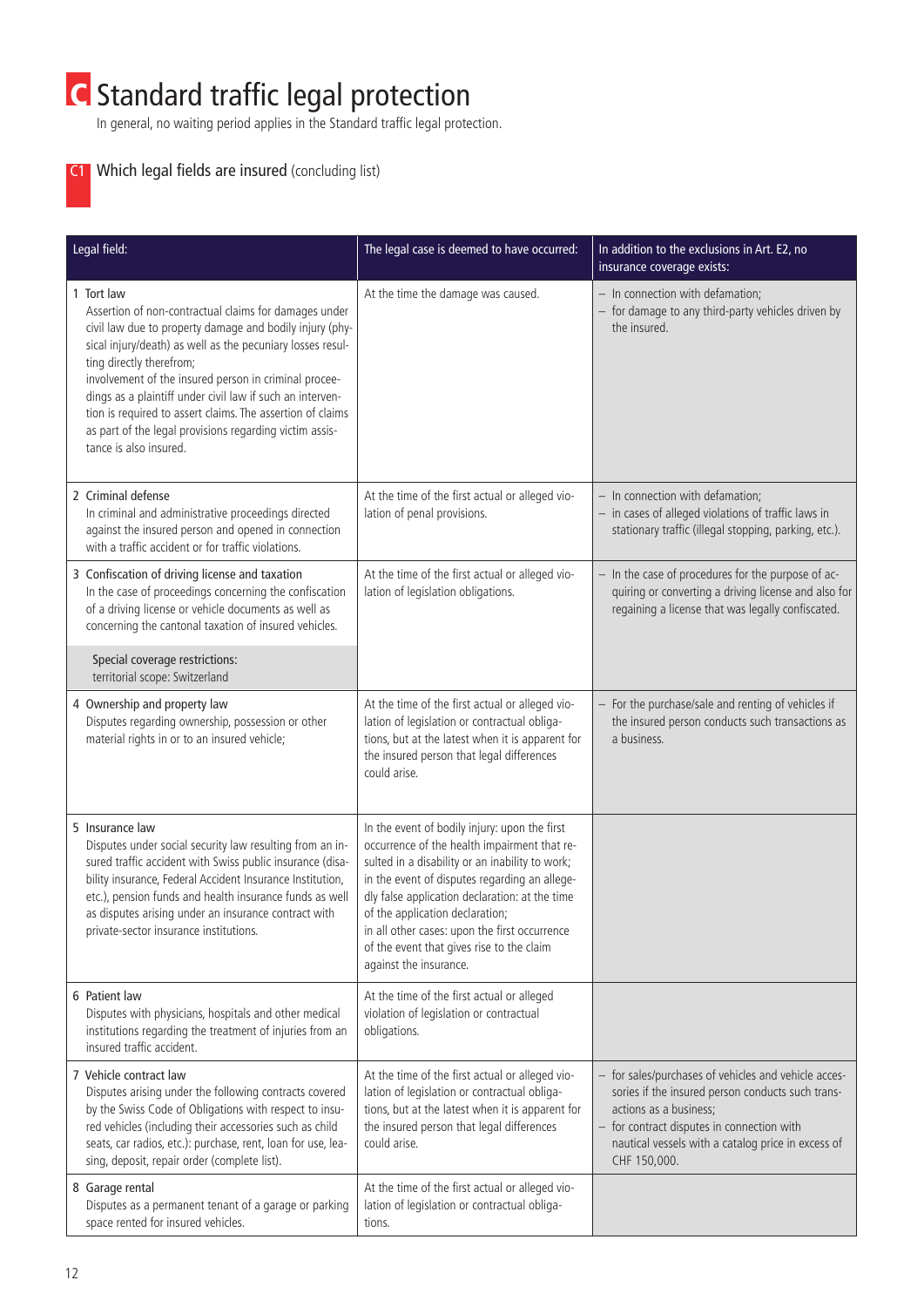# C Standard traffic legal protection

In general, no waiting period applies in the Standard traffic legal protection.

## C1 Which legal fields are insured (concluding list)

| Legal field: | The legal case is deemed to have occurred: | In addition to the exclusions in Art. E2, no insurance coverage exists: |
|---|---|---|
| 1 Tort law<br>Assertion of non-contractual claims for damages under civil law due to property damage and bodily injury (physical injury/death) as well as the pecuniary losses resulting directly therefrom;<br>involvement of the insured person in criminal proceedings as a plaintiff under civil law if such an intervention is required to assert claims. The assertion of claims as part of the legal provisions regarding victim assistance is also insured. | At the time the damage was caused. | – In connection with defamation;<br>– for damage to any third-party vehicles driven by the insured. |
| 2 Criminal defense<br>In criminal and administrative proceedings directed against the insured person and opened in connection with a traffic accident or for traffic violations. | At the time of the first actual or alleged violation of penal provisions. | – In connection with defamation;<br>– in cases of alleged violations of traffic laws in stationary traffic (illegal stopping, parking, etc.). |
| 3 Confiscation of driving license and taxation<br>In the case of proceedings concerning the confiscation of a driving license or vehicle documents as well as concerning the cantonal taxation of insured vehicles.<br><br>Special coverage restrictions:<br>territorial scope: Switzerland | At the time of the first actual or alleged violation of legislation obligations. | – In the case of procedures for the purpose of acquiring or converting a driving license and also for regaining a license that was legally confiscated. |
| 4 Ownership and property law<br>Disputes regarding ownership, possession or other material rights in or to an insured vehicle; | At the time of the first actual or alleged violation of legislation or contractual obligations, but at the latest when it is apparent for the insured person that legal differences could arise. | – For the purchase/sale and renting of vehicles if the insured person conducts such transactions as a business. |
| 5 Insurance law<br>Disputes under social security law resulting from an insured traffic accident with Swiss public insurance (disability insurance, Federal Accident Insurance Institution, etc.), pension funds and health insurance funds as well as disputes arising under an insurance contract with private-sector insurance institutions. | In the event of bodily injury: upon the first occurrence of the health impairment that resulted in a disability or an inability to work;<br>in the event of disputes regarding an allegedly false application declaration: at the time of the application declaration;<br>in all other cases: upon the first occurrence of the event that gives rise to the claim against the insurance. | |
| 6 Patient law<br>Disputes with physicians, hospitals and other medical institutions regarding the treatment of injuries from an insured traffic accident. | At the time of the first actual or alleged violation of legislation or contractual obligations. | |
| 7 Vehicle contract law<br>Disputes arising under the following contracts covered by the Swiss Code of Obligations with respect to insured vehicles (including their accessories such as child seats, car radios, etc.): purchase, rent, loan for use, leasing, deposit, repair order (complete list). | At the time of the first actual or alleged violation of legislation or contractual obligations, but at the latest when it is apparent for the insured person that legal differences could arise. | – for sales/purchases of vehicles and vehicle accessories if the insured person conducts such transactions as a business;<br>– for contract disputes in connection with nautical vessels with a catalog price in excess of CHF 150,000. |
| 8 Garage rental<br>Disputes as a permanent tenant of a garage or parking space rented for insured vehicles. | At the time of the first actual or alleged violation of legislation or contractual obligations. | |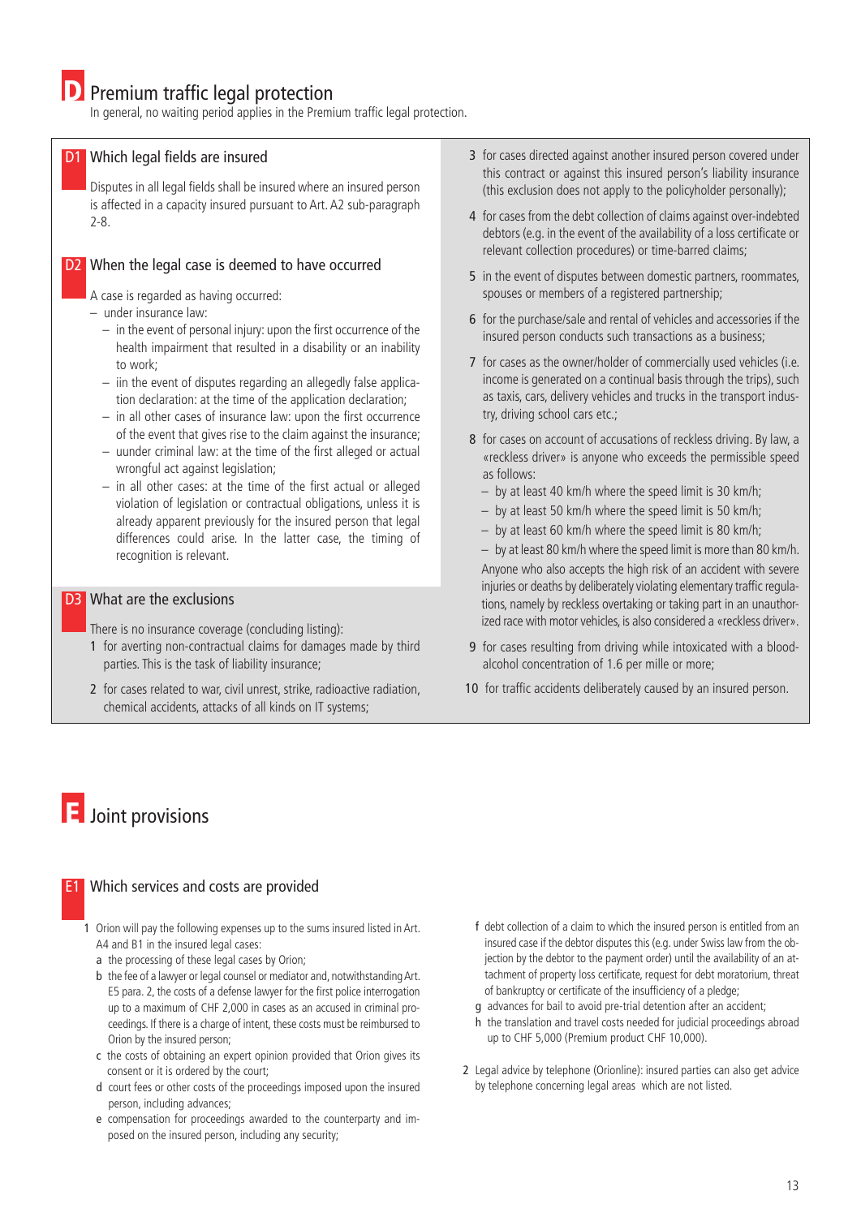# D Premium traffic legal protection

In general, no waiting period applies in the Premium traffic legal protection.

## D1 Which legal fields are insured

Disputes in all legal fields shall be insured where an insured person is affected in a capacity insured pursuant to Art. A2 sub-paragraph 2-8.

## D2 When the legal case is deemed to have occurred

A case is regarded as having occurred:

- under insurance law:
  - in the event of personal injury: upon the first occurrence of the health impairment that resulted in a disability or an inability to work;
  - iin the event of disputes regarding an allegedly false application declaration: at the time of the application declaration;
  - in all other cases of insurance law: upon the first occurrence of the event that gives rise to the claim against the insurance;
  - uunder criminal law: at the time of the first alleged or actual wrongful act against legislation;
  - in all other cases: at the time of the first actual or alleged violation of legislation or contractual obligations, unless it is already apparent previously for the insured person that legal differences could arise. In the latter case, the timing of recognition is relevant.

## D3 What are the exclusions

There is no insurance coverage (concluding listing):

1. for averting non-contractual claims for damages made by third parties. This is the task of liability insurance;
2. for cases related to war, civil unrest, strike, radioactive radiation, chemical accidents, attacks of all kinds on IT systems;
3. for cases directed against another insured person covered under this contract or against this insured person's liability insurance (this exclusion does not apply to the policyholder personally);
4. for cases from the debt collection of claims against over-indebted debtors (e.g. in the event of the availability of a loss certificate or relevant collection procedures) or time-barred claims;
5. in the event of disputes between domestic partners, roommates, spouses or members of a registered partnership;
6. for the purchase/sale and rental of vehicles and accessories if the insured person conducts such transactions as a business;
7. for cases as the owner/holder of commercially used vehicles (i.e. income is generated on a continual basis through the trips), such as taxis, cars, delivery vehicles and trucks in the transport industry, driving school cars etc.;
8. for cases on account of accusations of reckless driving. By law, a «reckless driver» is anyone who exceeds the permissible speed as follows:
   - by at least 40 km/h where the speed limit is 30 km/h;
   - by at least 50 km/h where the speed limit is 50 km/h;
   - by at least 60 km/h where the speed limit is 80 km/h;
   - by at least 80 km/h where the speed limit is more than 80 km/h.

   Anyone who also accepts the high risk of an accident with severe injuries or deaths by deliberately violating elementary traffic regulations, namely by reckless overtaking or taking part in an unauthorized race with motor vehicles, is also considered a «reckless driver».
9. for cases resulting from driving while intoxicated with a blood-alcohol concentration of 1.6 per mille or more;
10. for traffic accidents deliberately caused by an insured person.

# E Joint provisions

## E1 Which services and costs are provided

1. Orion will pay the following expenses up to the sums insured listed in Art. A4 and B1 in the insured legal cases:
   a. the processing of these legal cases by Orion;
   b. the fee of a lawyer or legal counsel or mediator and, notwithstanding Art. E5 para. 2, the costs of a defense lawyer for the first police interrogation up to a maximum of CHF 2,000 in cases as an accused in criminal proceedings. If there is a charge of intent, these costs must be reimbursed to Orion by the insured person;
   c. the costs of obtaining an expert opinion provided that Orion gives its consent or it is ordered by the court;
   d. court fees or other costs of the proceedings imposed upon the insured person, including advances;
   e. compensation for proceedings awarded to the counterparty and imposed on the insured person, including any security;
   f. debt collection of a claim to which the insured person is entitled from an insured case if the debtor disputes this (e.g. under Swiss law from the objection by the debtor to the payment order) until the availability of an attachment of property loss certificate, request for debt moratorium, threat of bankruptcy or certificate of the insufficiency of a pledge;
   g. advances for bail to avoid pre-trial detention after an accident;
   h. the translation and travel costs needed for judicial proceedings abroad up to CHF 5,000 (Premium product CHF 10,000).
2. Legal advice by telephone (Orionline): insured parties can also get advice by telephone concerning legal areas which are not listed.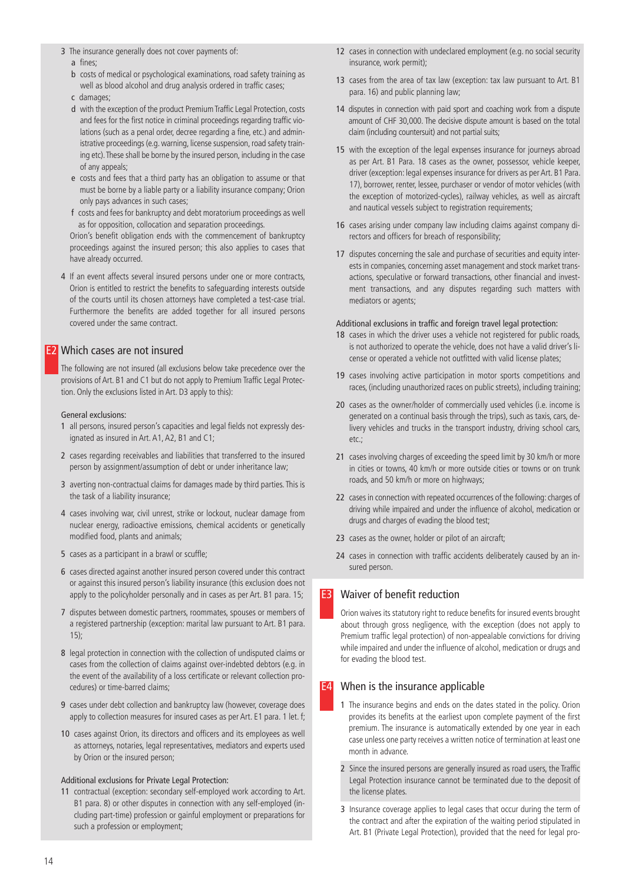3 The insurance generally does not cover payments of:
   - a fines;
   - b costs of medical or psychological examinations, road safety training as well as blood alcohol and drug analysis ordered in traffic cases;
   - c damages;
   - d with the exception of the product Premium Traffic Legal Protection, costs and fees for the first notice in criminal proceedings regarding traffic violations (such as a penal order, decree regarding a fine, etc.) and administrative proceedings (e.g. warning, license suspension, road safety training etc). These shall be borne by the insured person, including in the case of any appeals;
   - e costs and fees that a third party has an obligation to assume or that must be borne by a liable party or a liability insurance company; Orion only pays advances in such cases;
   - f costs and fees for bankruptcy and debt moratorium proceedings as well as for opposition, collocation and separation proceedings.

   Orion's benefit obligation ends with the commencement of bankruptcy proceedings against the insured person; this also applies to cases that have already occurred.

4 If an event affects several insured persons under one or more contracts, Orion is entitled to restrict the benefits to safeguarding interests outside of the courts until its chosen attorneys have completed a test-case trial. Furthermore the benefits are added together for all insured persons covered under the same contract.

## E2 Which cases are not insured

The following are not insured (all exclusions below take precedence over the provisions of Art. B1 and C1 but do not apply to Premium Traffic Legal Protection. Only the exclusions listed in Art. D3 apply to this):

General exclusions:

1 all persons, insured person's capacities and legal fields not expressly designated as insured in Art. A1, A2, B1 and C1;

2 cases regarding receivables and liabilities that transferred to the insured person by assignment/assumption of debt or under inheritance law;

3 averting non-contractual claims for damages made by third parties. This is the task of a liability insurance;

4 cases involving war, civil unrest, strike or lockout, nuclear damage from nuclear energy, radioactive emissions, chemical accidents or genetically modified food, plants and animals;

5 cases as a participant in a brawl or scuffle;

6 cases directed against another insured person covered under this contract or against this insured person's liability insurance (this exclusion does not apply to the policyholder personally and in cases as per Art. B1 para. 15;

7 disputes between domestic partners, roommates, spouses or members of a registered partnership (exception: marital law pursuant to Art. B1 para. 15);

8 legal protection in connection with the collection of undisputed claims or cases from the collection of claims against over-indebted debtors (e.g. in the event of the availability of a loss certificate or relevant collection procedures) or time-barred claims;

9 cases under debt collection and bankruptcy law (however, coverage does apply to collection measures for insured cases as per Art. E1 para. 1 let. f;

10 cases against Orion, its directors and officers and its employees as well as attorneys, notaries, legal representatives, mediators and experts used by Orion or the insured person;

Additional exclusions for Private Legal Protection:

11 contractual (exception: secondary self-employed work according to Art. B1 para. 8) or other disputes in connection with any self-employed (including part-time) profession or gainful employment or preparations for such a profession or employment;

12 cases in connection with undeclared employment (e.g. no social security insurance, work permit);

13 cases from the area of tax law (exception: tax law pursuant to Art. B1 para. 16) and public planning law;

14 disputes in connection with paid sport and coaching work from a dispute amount of CHF 30,000. The decisive dispute amount is based on the total claim (including countersuit) and not partial suits;

15 with the exception of the legal expenses insurance for journeys abroad as per Art. B1 Para. 18 cases as the owner, possessor, vehicle keeper, driver (exception: legal expenses insurance for drivers as per Art. B1 Para. 17), borrower, renter, lessee, purchaser or vendor of motor vehicles (with the exception of motorized-cycles), railway vehicles, as well as aircraft and nautical vessels subject to registration requirements;

16 cases arising under company law including claims against company directors and officers for breach of responsibility;

17 disputes concerning the sale and purchase of securities and equity interests in companies, concerning asset management and stock market transactions, speculative or forward transactions, other financial and investment transactions, and any disputes regarding such matters with mediators or agents;

Additional exclusions in traffic and foreign travel legal protection:

18 cases in which the driver uses a vehicle not registered for public roads, is not authorized to operate the vehicle, does not have a valid driver's license or operated a vehicle not outfitted with valid license plates;

19 cases involving active participation in motor sports competitions and races, (including unauthorized races on public streets), including training;

20 cases as the owner/holder of commercially used vehicles (i.e. income is generated on a continual basis through the trips), such as taxis, cars, delivery vehicles and trucks in the transport industry, driving school cars, etc.;

21 cases involving charges of exceeding the speed limit by 30 km/h or more in cities or towns, 40 km/h or more outside cities or towns or on trunk roads, and 50 km/h or more on highways;

22 cases in connection with repeated occurrences of the following: charges of driving while impaired and under the influence of alcohol, medication or drugs and charges of evading the blood test;

23 cases as the owner, holder or pilot of an aircraft;

24 cases in connection with traffic accidents deliberately caused by an insured person.

## E3 Waiver of benefit reduction

Orion waives its statutory right to reduce benefits for insured events brought about through gross negligence, with the exception (does not apply to Premium traffic legal protection) of non-appealable convictions for driving while impaired and under the influence of alcohol, medication or drugs and for evading the blood test.

## E4 When is the insurance applicable

1 The insurance begins and ends on the dates stated in the policy. Orion provides its benefits at the earliest upon complete payment of the first premium. The insurance is automatically extended by one year in each case unless one party receives a written notice of termination at least one month in advance.

2 Since the insured persons are generally insured as road users, the Traffic Legal Protection insurance cannot be terminated due to the deposit of the license plates.

3 Insurance coverage applies to legal cases that occur during the term of the contract and after the expiration of the waiting period stipulated in Art. B1 (Private Legal Protection), provided that the need for legal pro-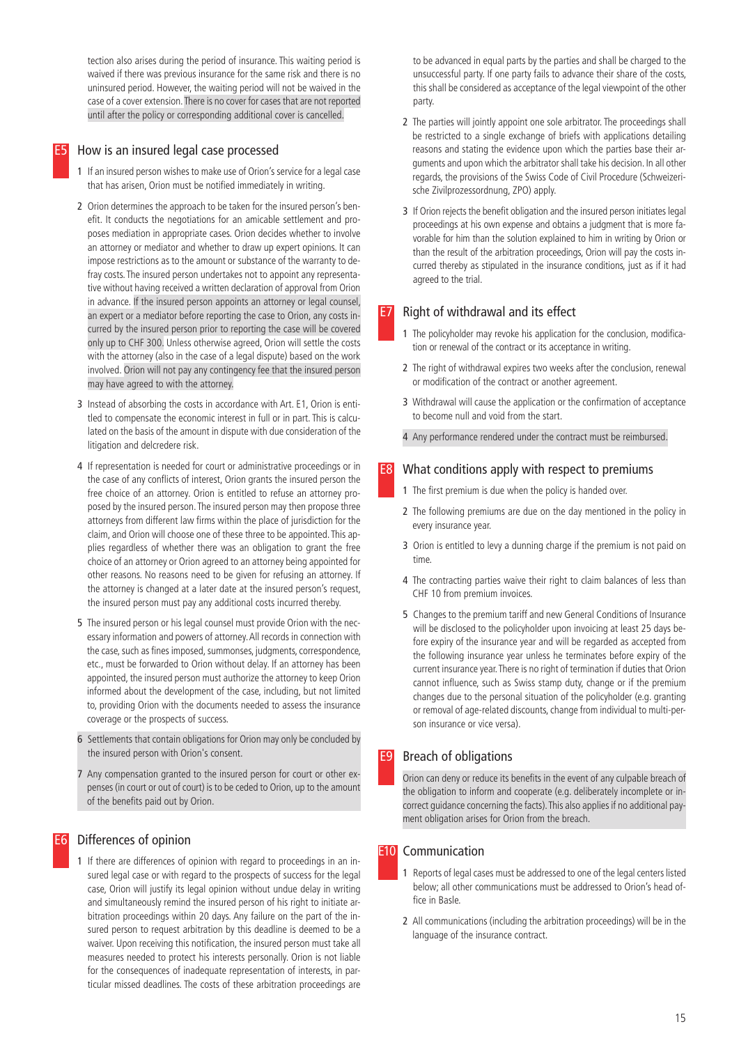tection also arises during the period of insurance. This waiting period is waived if there was previous insurance for the same risk and there is no uninsured period. However, the waiting period will not be waived in the case of a cover extension. There is no cover for cases that are not reported until after the policy or corresponding additional cover is cancelled.

## E5 How is an insured legal case processed

1 If an insured person wishes to make use of Orion's service for a legal case that has arisen, Orion must be notified immediately in writing.

2 Orion determines the approach to be taken for the insured person's benefit. It conducts the negotiations for an amicable settlement and proposes mediation in appropriate cases. Orion decides whether to involve an attorney or mediator and whether to draw up expert opinions. It can impose restrictions as to the amount or substance of the warranty to defray costs. The insured person undertakes not to appoint any representative without having received a written declaration of approval from Orion in advance. If the insured person appoints an attorney or legal counsel, an expert or a mediator before reporting the case to Orion, any costs incurred by the insured person prior to reporting the case will be covered only up to CHF 300. Unless otherwise agreed, Orion will settle the costs with the attorney (also in the case of a legal dispute) based on the work involved. Orion will not pay any contingency fee that the insured person may have agreed to with the attorney.

3 Instead of absorbing the costs in accordance with Art. E1, Orion is entitled to compensate the economic interest in full or in part. This is calculated on the basis of the amount in dispute with due consideration of the litigation and delcredere risk.

4 If representation is needed for court or administrative proceedings or in the case of any conflicts of interest, Orion grants the insured person the free choice of an attorney. Orion is entitled to refuse an attorney proposed by the insured person. The insured person may then propose three attorneys from different law firms within the place of jurisdiction for the claim, and Orion will choose one of these three to be appointed. This applies regardless of whether there was an obligation to grant the free choice of an attorney or Orion agreed to an attorney being appointed for other reasons. No reasons need to be given for refusing an attorney. If the attorney is changed at a later date at the insured person's request, the insured person must pay any additional costs incurred thereby.

5 The insured person or his legal counsel must provide Orion with the necessary information and powers of attorney. All records in connection with the case, such as fines imposed, summonses, judgments, correspondence, etc., must be forwarded to Orion without delay. If an attorney has been appointed, the insured person must authorize the attorney to keep Orion informed about the development of the case, including, but not limited to, providing Orion with the documents needed to assess the insurance coverage or the prospects of success.

6 Settlements that contain obligations for Orion may only be concluded by the insured person with Orion's consent.

7 Any compensation granted to the insured person for court or other expenses (in court or out of court) is to be ceded to Orion, up to the amount of the benefits paid out by Orion.

## E6 Differences of opinion

1 If there are differences of opinion with regard to proceedings in an insured legal case or with regard to the prospects of success for the legal case, Orion will justify its legal opinion without undue delay in writing and simultaneously remind the insured person of his right to initiate arbitration proceedings within 20 days. Any failure on the part of the insured person to request arbitration by this deadline is deemed to be a waiver. Upon receiving this notification, the insured person must take all measures needed to protect his interests personally. Orion is not liable for the consequences of inadequate representation of interests, in particular missed deadlines. The costs of these arbitration proceedings are to be advanced in equal parts by the parties and shall be charged to the unsuccessful party. If one party fails to advance their share of the costs, this shall be considered as acceptance of the legal viewpoint of the other party.

2 The parties will jointly appoint one sole arbitrator. The proceedings shall be restricted to a single exchange of briefs with applications detailing reasons and stating the evidence upon which the parties base their arguments and upon which the arbitrator shall take his decision. In all other regards, the provisions of the Swiss Code of Civil Procedure (Schweizerische Zivilprozessordnung, ZPO) apply.

3 If Orion rejects the benefit obligation and the insured person initiates legal proceedings at his own expense and obtains a judgment that is more favorable for him than the solution explained to him in writing by Orion or than the result of the arbitration proceedings, Orion will pay the costs incurred thereby as stipulated in the insurance conditions, just as if it had agreed to the trial.

## E7 Right of withdrawal and its effect

1 The policyholder may revoke his application for the conclusion, modification or renewal of the contract or its acceptance in writing.

2 The right of withdrawal expires two weeks after the conclusion, renewal or modification of the contract or another agreement.

3 Withdrawal will cause the application or the confirmation of acceptance to become null and void from the start.

4 Any performance rendered under the contract must be reimbursed.

## E8 What conditions apply with respect to premiums

1 The first premium is due when the policy is handed over.

2 The following premiums are due on the day mentioned in the policy in every insurance year.

3 Orion is entitled to levy a dunning charge if the premium is not paid on time.

4 The contracting parties waive their right to claim balances of less than CHF 10 from premium invoices.

5 Changes to the premium tariff and new General Conditions of Insurance will be disclosed to the policyholder upon invoicing at least 25 days before expiry of the insurance year and will be regarded as accepted from the following insurance year unless he terminates before expiry of the current insurance year. There is no right of termination if duties that Orion cannot influence, such as Swiss stamp duty, change or if the premium changes due to the personal situation of the policyholder (e.g. granting or removal of age-related discounts, change from individual to multi-person insurance or vice versa).

## E9 Breach of obligations

Orion can deny or reduce its benefits in the event of any culpable breach of the obligation to inform and cooperate (e.g. deliberately incomplete or incorrect guidance concerning the facts). This also applies if no additional payment obligation arises for Orion from the breach.

## E10 Communication

1 Reports of legal cases must be addressed to one of the legal centers listed below; all other communications must be addressed to Orion's head office in Basle.

2 All communications (including the arbitration proceedings) will be in the language of the insurance contract.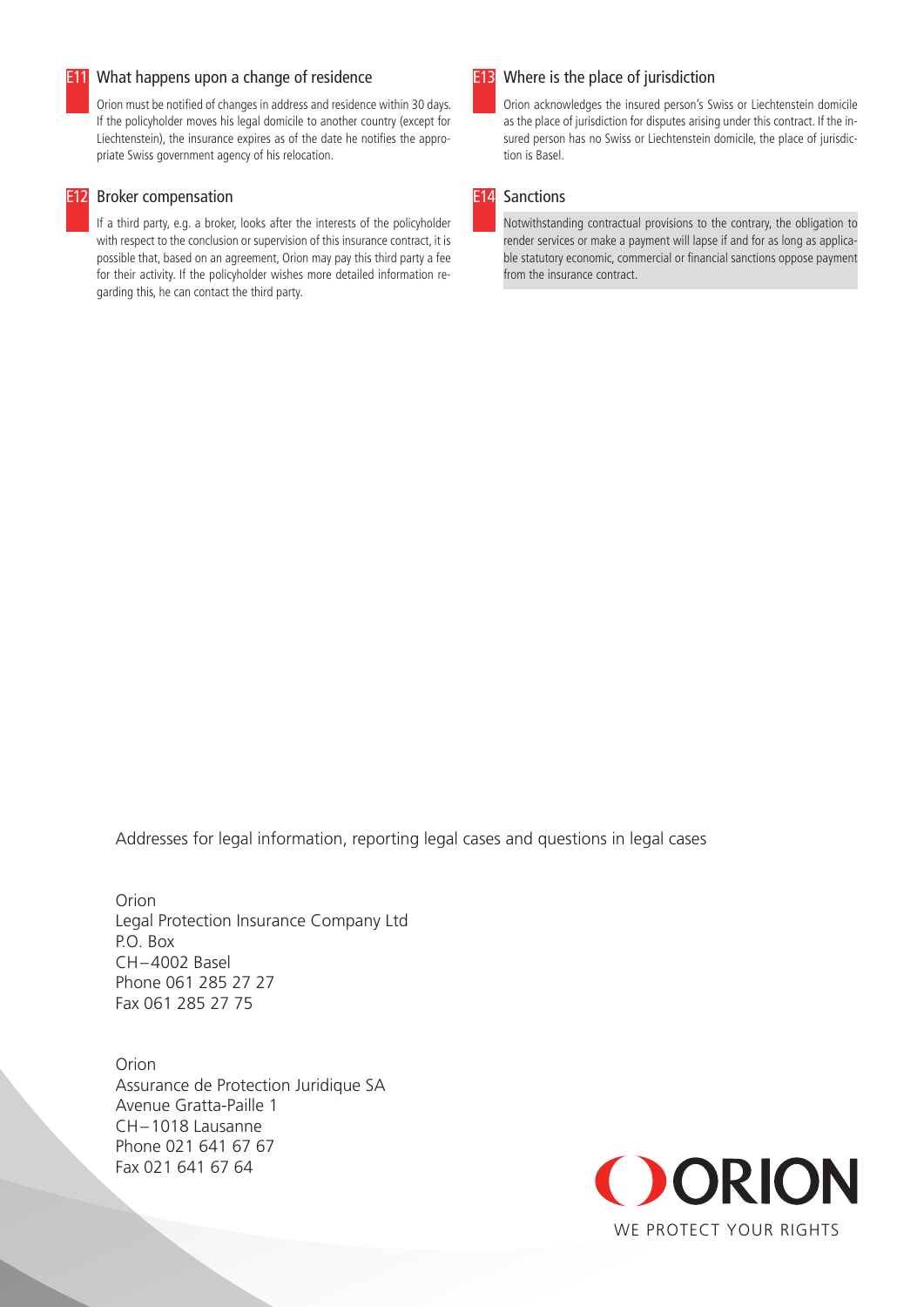### E11 What happens upon a change of residence

Orion must be notified of changes in address and residence within 30 days. If the policyholder moves his legal domicile to another country (except for Liechtenstein), the insurance expires as of the date he notifies the appropriate Swiss government agency of his relocation.

### E12 Broker compensation

If a third party, e.g. a broker, looks after the interests of the policyholder with respect to the conclusion or supervision of this insurance contract, it is possible that, based on an agreement, Orion may pay this third party a fee for their activity. If the policyholder wishes more detailed information regarding this, he can contact the third party.

### E13 Where is the place of jurisdiction

Orion acknowledges the insured person's Swiss or Liechtenstein domicile as the place of jurisdiction for disputes arising under this contract. If the insured person has no Swiss or Liechtenstein domicile, the place of jurisdiction is Basel.

### E14 Sanctions

Notwithstanding contractual provisions to the contrary, the obligation to render services or make a payment will lapse if and for as long as applicable statutory economic, commercial or financial sanctions oppose payment from the insurance contract.

Addresses for legal information, reporting legal cases and questions in legal cases

Orion
Legal Protection Insurance Company Ltd
P.O. Box
CH–4002 Basel
Phone 061 285 27 27
Fax 061 285 27 75

Orion
Assurance de Protection Juridique SA
Avenue Gratta-Paille 1
CH–1018 Lausanne
Phone 021 641 67 67
Fax 021 641 67 64

ORION
WE PROTECT YOUR RIGHTS